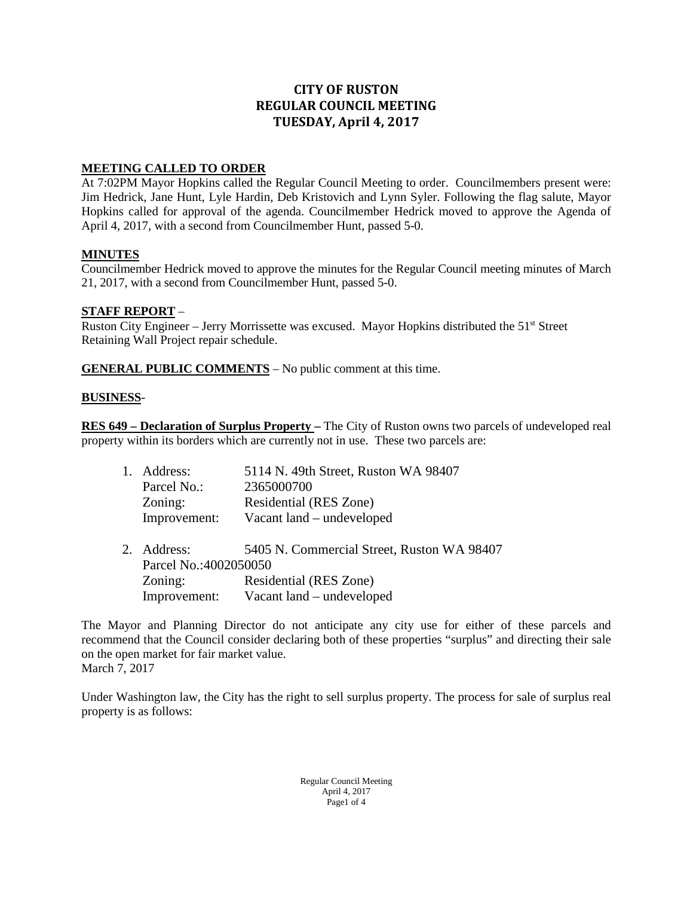# CITY OF RUSTON
# REGULAR COUNCIL MEETING
# TUESDAY, April 4, 2017

**MEETING CALLED TO ORDER**

At 7:02PM Mayor Hopkins called the Regular Council Meeting to order. Councilmembers present were: Jim Hedrick, Jane Hunt, Lyle Hardin, Deb Kristovich and Lynn Syler. Following the flag salute, Mayor Hopkins called for approval of the agenda. Councilmember Hedrick moved to approve the Agenda of April 4, 2017, with a second from Councilmember Hunt, passed 5-0.

**MINUTES**

Councilmember Hedrick moved to approve the minutes for the Regular Council meeting minutes of March 21, 2017, with a second from Councilmember Hunt, passed 5-0.

**STAFF REPORT** –

Ruston City Engineer – Jerry Morrissette was excused. Mayor Hopkins distributed the 51st Street Retaining Wall Project repair schedule.

**GENERAL PUBLIC COMMENTS** – No public comment at this time.

**BUSINESS**-

**RES 649 – Declaration of Surplus Property –** The City of Ruston owns two parcels of undeveloped real property within its borders which are currently not in use. These two parcels are:

1. Address: 5114 N. 49th Street, Ruston WA 98407
   Parcel No.: 2365000700
   Zoning: Residential (RES Zone)
   Improvement: Vacant land – undeveloped

2. Address: 5405 N. Commercial Street, Ruston WA 98407
   Parcel No.:4002050050
   Zoning: Residential (RES Zone)
   Improvement: Vacant land – undeveloped

The Mayor and Planning Director do not anticipate any city use for either of these parcels and recommend that the Council consider declaring both of these properties "surplus" and directing their sale on the open market for fair market value.
March 7, 2017

Under Washington law, the City has the right to sell surplus property. The process for sale of surplus real property is as follows: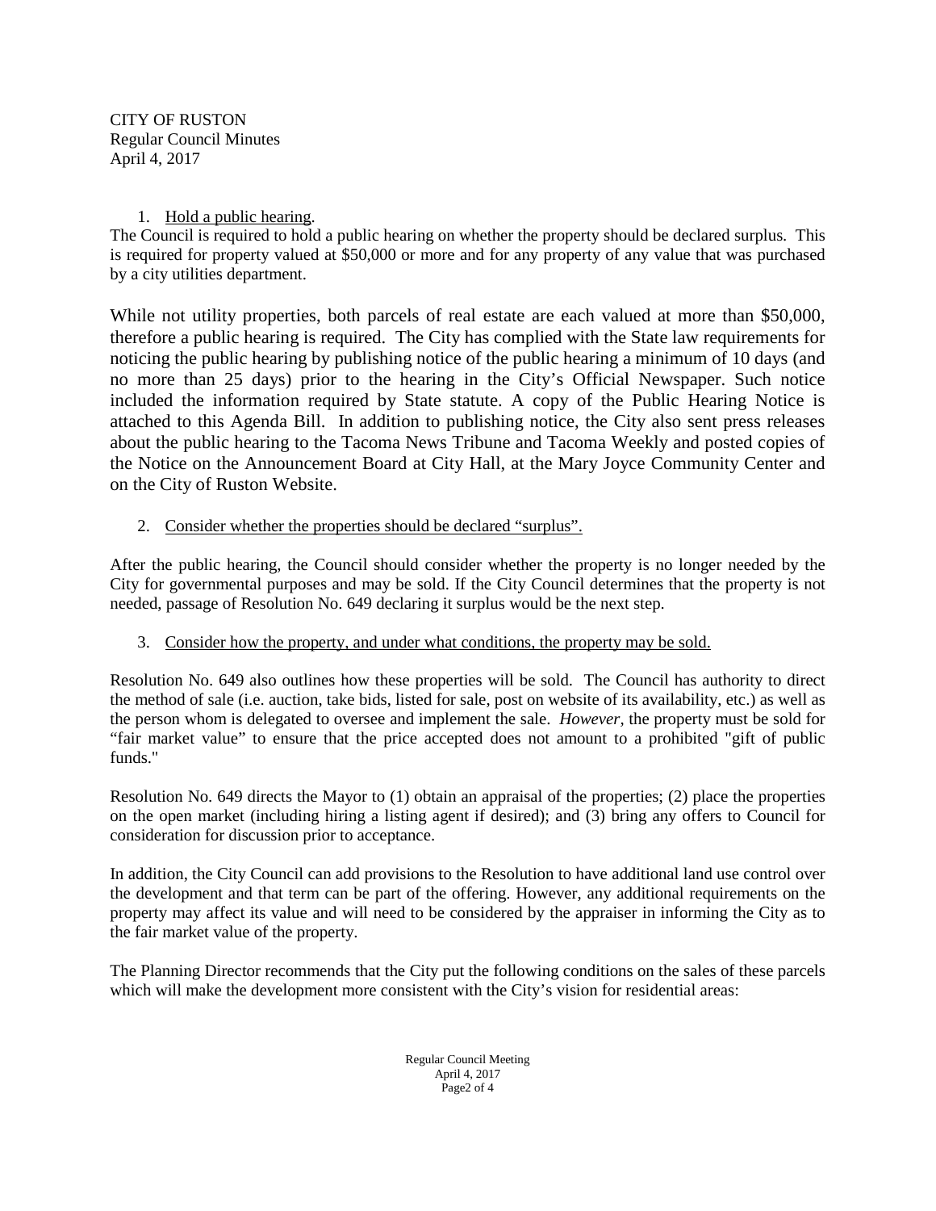1. <u>Hold a public hearing</u>.

The Council is required to hold a public hearing on whether the property should be declared surplus. This is required for property valued at $50,000 or more and for any property of any value that was purchased by a city utilities department.

While not utility properties, both parcels of real estate are each valued at more than $50,000, therefore a public hearing is required. The City has complied with the State law requirements for noticing the public hearing by publishing notice of the public hearing a minimum of 10 days (and no more than 25 days) prior to the hearing in the City's Official Newspaper. Such notice included the information required by State statute. A copy of the Public Hearing Notice is attached to this Agenda Bill. In addition to publishing notice, the City also sent press releases about the public hearing to the Tacoma News Tribune and Tacoma Weekly and posted copies of the Notice on the Announcement Board at City Hall, at the Mary Joyce Community Center and on the City of Ruston Website.

2. <u>Consider whether the properties should be declared "surplus".</u>

After the public hearing, the Council should consider whether the property is no longer needed by the City for governmental purposes and may be sold. If the City Council determines that the property is not needed, passage of Resolution No. 649 declaring it surplus would be the next step.

3. <u>Consider how the property, and under what conditions, the property may be sold.</u>

Resolution No. 649 also outlines how these properties will be sold. The Council has authority to direct the method of sale (i.e. auction, take bids, listed for sale, post on website of its availability, etc.) as well as the person whom is delegated to oversee and implement the sale. *However*, the property must be sold for "fair market value" to ensure that the price accepted does not amount to a prohibited "gift of public funds."

Resolution No. 649 directs the Mayor to (1) obtain an appraisal of the properties; (2) place the properties on the open market (including hiring a listing agent if desired); and (3) bring any offers to Council for consideration for discussion prior to acceptance.

In addition, the City Council can add provisions to the Resolution to have additional land use control over the development and that term can be part of the offering. However, any additional requirements on the property may affect its value and will need to be considered by the appraiser in informing the City as to the fair market value of the property.

The Planning Director recommends that the City put the following conditions on the sales of these parcels which will make the development more consistent with the City's vision for residential areas: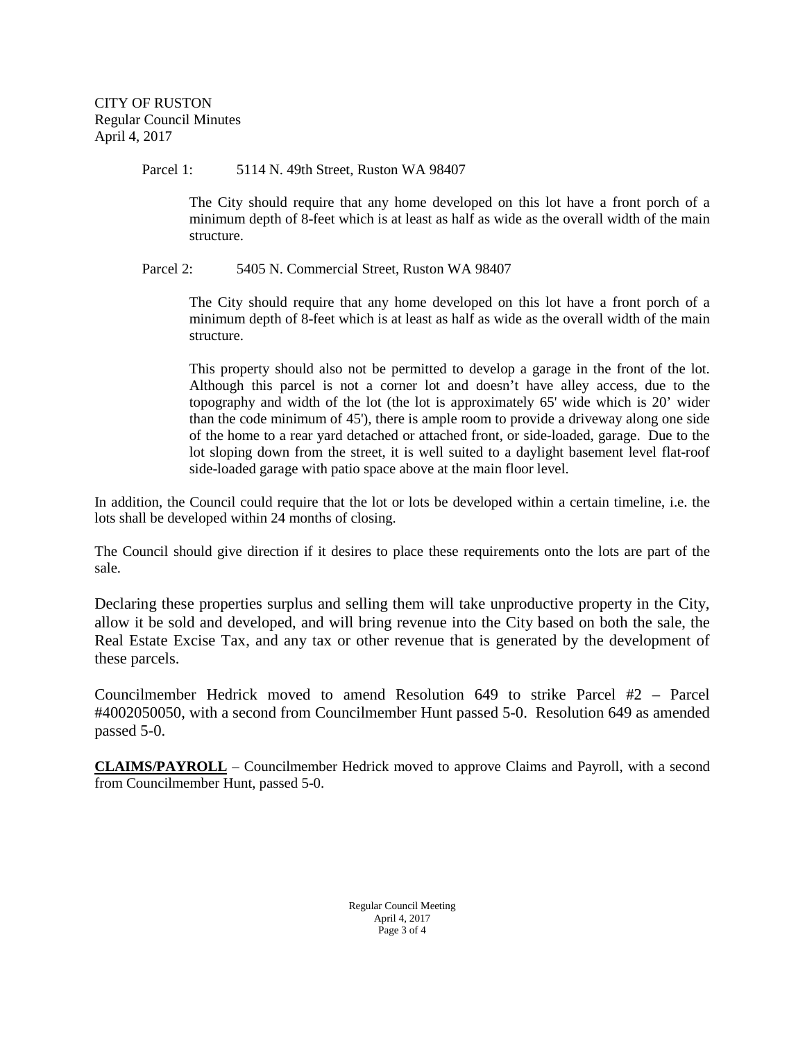Parcel 1: 5114 N. 49th Street, Ruston WA 98407

> The City should require that any home developed on this lot have a front porch of a minimum depth of 8-feet which is at least as half as wide as the overall width of the main structure.

Parcel 2: 5405 N. Commercial Street, Ruston WA 98407

> The City should require that any home developed on this lot have a front porch of a minimum depth of 8-feet which is at least as half as wide as the overall width of the main structure.
>
> This property should also not be permitted to develop a garage in the front of the lot. Although this parcel is not a corner lot and doesn't have alley access, due to the topography and width of the lot (the lot is approximately 65' wide which is 20' wider than the code minimum of 45'), there is ample room to provide a driveway along one side of the home to a rear yard detached or attached front, or side-loaded, garage. Due to the lot sloping down from the street, it is well suited to a daylight basement level flat-roof side-loaded garage with patio space above at the main floor level.

In addition, the Council could require that the lot or lots be developed within a certain timeline, i.e. the lots shall be developed within 24 months of closing.

The Council should give direction if it desires to place these requirements onto the lots are part of the sale.

Declaring these properties surplus and selling them will take unproductive property in the City, allow it be sold and developed, and will bring revenue into the City based on both the sale, the Real Estate Excise Tax, and any tax or other revenue that is generated by the development of these parcels.

Councilmember Hedrick moved to amend Resolution 649 to strike Parcel #2 – Parcel #4002050050, with a second from Councilmember Hunt passed 5-0. Resolution 649 as amended passed 5-0.

**CLAIMS/PAYROLL** – Councilmember Hedrick moved to approve Claims and Payroll, with a second from Councilmember Hunt, passed 5-0.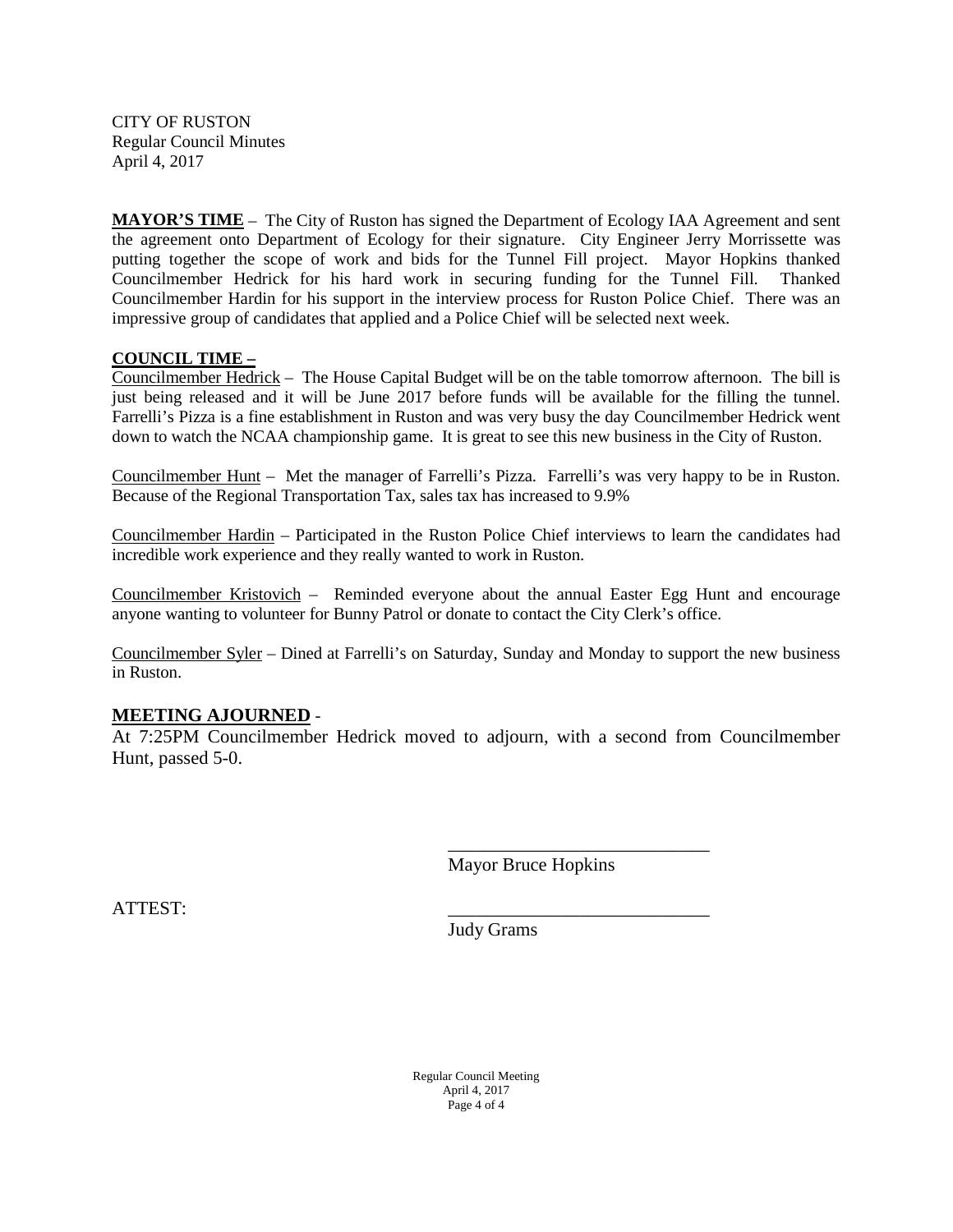CITY OF RUSTON
Regular Council Minutes
April 4, 2017

**MAYOR'S TIME** – The City of Ruston has signed the Department of Ecology IAA Agreement and sent the agreement onto Department of Ecology for their signature. City Engineer Jerry Morrissette was putting together the scope of work and bids for the Tunnel Fill project. Mayor Hopkins thanked Councilmember Hedrick for his hard work in securing funding for the Tunnel Fill. Thanked Councilmember Hardin for his support in the interview process for Ruston Police Chief. There was an impressive group of candidates that applied and a Police Chief will be selected next week.

**COUNCIL TIME –**

Councilmember Hedrick – The House Capital Budget will be on the table tomorrow afternoon. The bill is just being released and it will be June 2017 before funds will be available for the filling the tunnel. Farrelli's Pizza is a fine establishment in Ruston and was very busy the day Councilmember Hedrick went down to watch the NCAA championship game. It is great to see this new business in the City of Ruston.

Councilmember Hunt – Met the manager of Farrelli's Pizza. Farrelli's was very happy to be in Ruston. Because of the Regional Transportation Tax, sales tax has increased to 9.9%

Councilmember Hardin – Participated in the Ruston Police Chief interviews to learn the candidates had incredible work experience and they really wanted to work in Ruston.

Councilmember Kristovich – Reminded everyone about the annual Easter Egg Hunt and encourage anyone wanting to volunteer for Bunny Patrol or donate to contact the City Clerk's office.

Councilmember Syler – Dined at Farrelli's on Saturday, Sunday and Monday to support the new business in Ruston.

## MEETING AJOURNED -

At 7:25PM Councilmember Hedrick moved to adjourn, with a second from Councilmember Hunt, passed 5-0.

\_\_\_\_\_\_\_\_\_\_\_\_\_\_\_\_\_\_\_\_\_\_\_\_\_\_\_\_
Mayor Bruce Hopkins

ATTEST:

\_\_\_\_\_\_\_\_\_\_\_\_\_\_\_\_\_\_\_\_\_\_\_\_\_\_\_\_
Judy Grams